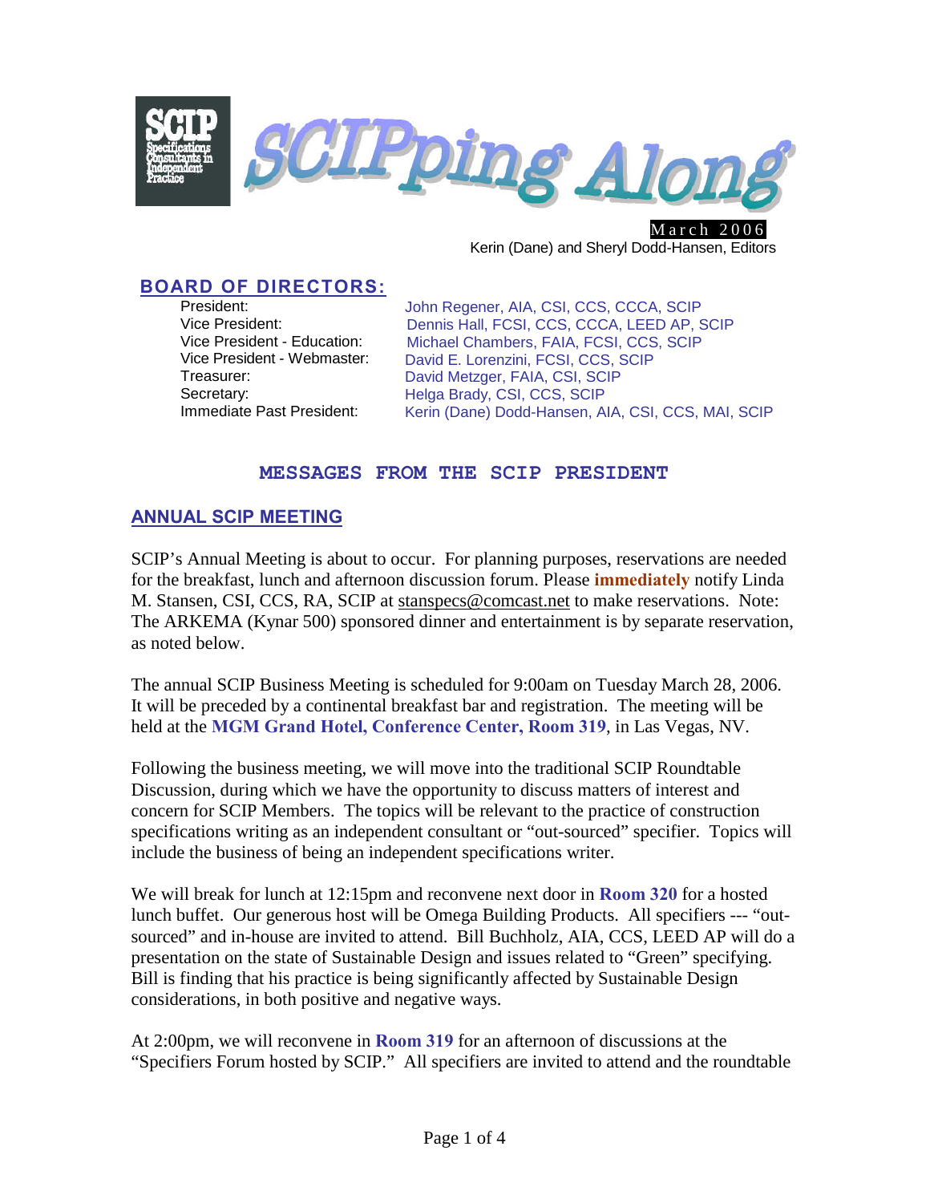# SCIPping Along

March 2006

Kerin (Dane) and Sheryl Dodd-Hansen, Editors

## BOARD OF DIRECTORS:

| | |
|---|---|
| President: | John Regener, AIA, CSI, CCS, CCCA, SCIP |
| Vice President: | Dennis Hall, FCSI, CCS, CCCA, LEED AP, SCIP |
| Vice President - Education: | Michael Chambers, FAIA, FCSI, CCS, SCIP |
| Vice President - Webmaster: | David E. Lorenzini, FCSI, CCS, SCIP |
| Treasurer: | David Metzger, FAIA, CSI, SCIP |
| Secretary: | Helga Brady, CSI, CCS, SCIP |
| Immediate Past President: | Kerin (Dane) Dodd-Hansen, AIA, CSI, CCS, MAI, SCIP |

## MESSAGES FROM THE SCIP PRESIDENT

### ANNUAL SCIP MEETING

SCIP's Annual Meeting is about to occur. For planning purposes, reservations are needed for the breakfast, lunch and afternoon discussion forum. Please **immediately** notify Linda M. Stansen, CSI, CCS, RA, SCIP at stanspecs@comcast.net to make reservations. Note: The ARKEMA (Kynar 500) sponsored dinner and entertainment is by separate reservation, as noted below.

The annual SCIP Business Meeting is scheduled for 9:00am on Tuesday March 28, 2006. It will be preceded by a continental breakfast bar and registration. The meeting will be held at the **MGM Grand Hotel, Conference Center, Room 319**, in Las Vegas, NV.

Following the business meeting, we will move into the traditional SCIP Roundtable Discussion, during which we have the opportunity to discuss matters of interest and concern for SCIP Members. The topics will be relevant to the practice of construction specifications writing as an independent consultant or "out-sourced" specifier. Topics will include the business of being an independent specifications writer.

We will break for lunch at 12:15pm and reconvene next door in **Room 320** for a hosted lunch buffet. Our generous host will be Omega Building Products. All specifiers --- "out-sourced" and in-house are invited to attend. Bill Buchholz, AIA, CCS, LEED AP will do a presentation on the state of Sustainable Design and issues related to "Green" specifying. Bill is finding that his practice is being significantly affected by Sustainable Design considerations, in both positive and negative ways.

At 2:00pm, we will reconvene in **Room 319** for an afternoon of discussions at the "Specifiers Forum hosted by SCIP." All specifiers are invited to attend and the roundtable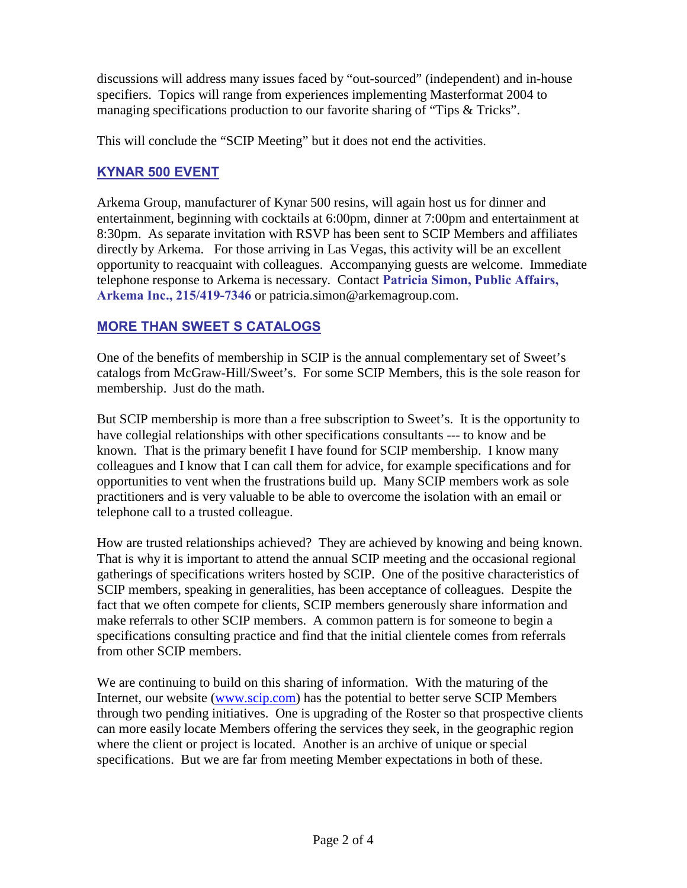discussions will address many issues faced by "out-sourced" (independent) and in-house specifiers. Topics will range from experiences implementing Masterformat 2004 to managing specifications production to our favorite sharing of "Tips & Tricks".

This will conclude the "SCIP Meeting" but it does not end the activities.

## KYNAR 500 EVENT

Arkema Group, manufacturer of Kynar 500 resins, will again host us for dinner and entertainment, beginning with cocktails at 6:00pm, dinner at 7:00pm and entertainment at 8:30pm. As separate invitation with RSVP has been sent to SCIP Members and affiliates directly by Arkema. For those arriving in Las Vegas, this activity will be an excellent opportunity to reacquaint with colleagues. Accompanying guests are welcome. Immediate telephone response to Arkema is necessary. Contact **Patricia Simon, Public Affairs, Arkema Inc., 215/419-7346** or patricia.simon@arkemagroup.com.

## MORE THAN SWEET S CATALOGS

One of the benefits of membership in SCIP is the annual complementary set of Sweet's catalogs from McGraw-Hill/Sweet's. For some SCIP Members, this is the sole reason for membership. Just do the math.

But SCIP membership is more than a free subscription to Sweet's. It is the opportunity to have collegial relationships with other specifications consultants --- to know and be known. That is the primary benefit I have found for SCIP membership. I know many colleagues and I know that I can call them for advice, for example specifications and for opportunities to vent when the frustrations build up. Many SCIP members work as sole practitioners and is very valuable to be able to overcome the isolation with an email or telephone call to a trusted colleague.

How are trusted relationships achieved? They are achieved by knowing and being known. That is why it is important to attend the annual SCIP meeting and the occasional regional gatherings of specifications writers hosted by SCIP. One of the positive characteristics of SCIP members, speaking in generalities, has been acceptance of colleagues. Despite the fact that we often compete for clients, SCIP members generously share information and make referrals to other SCIP members. A common pattern is for someone to begin a specifications consulting practice and find that the initial clientele comes from referrals from other SCIP members.

We are continuing to build on this sharing of information. With the maturing of the Internet, our website (www.scip.com) has the potential to better serve SCIP Members through two pending initiatives. One is upgrading of the Roster so that prospective clients can more easily locate Members offering the services they seek, in the geographic region where the client or project is located. Another is an archive of unique or special specifications. But we are far from meeting Member expectations in both of these.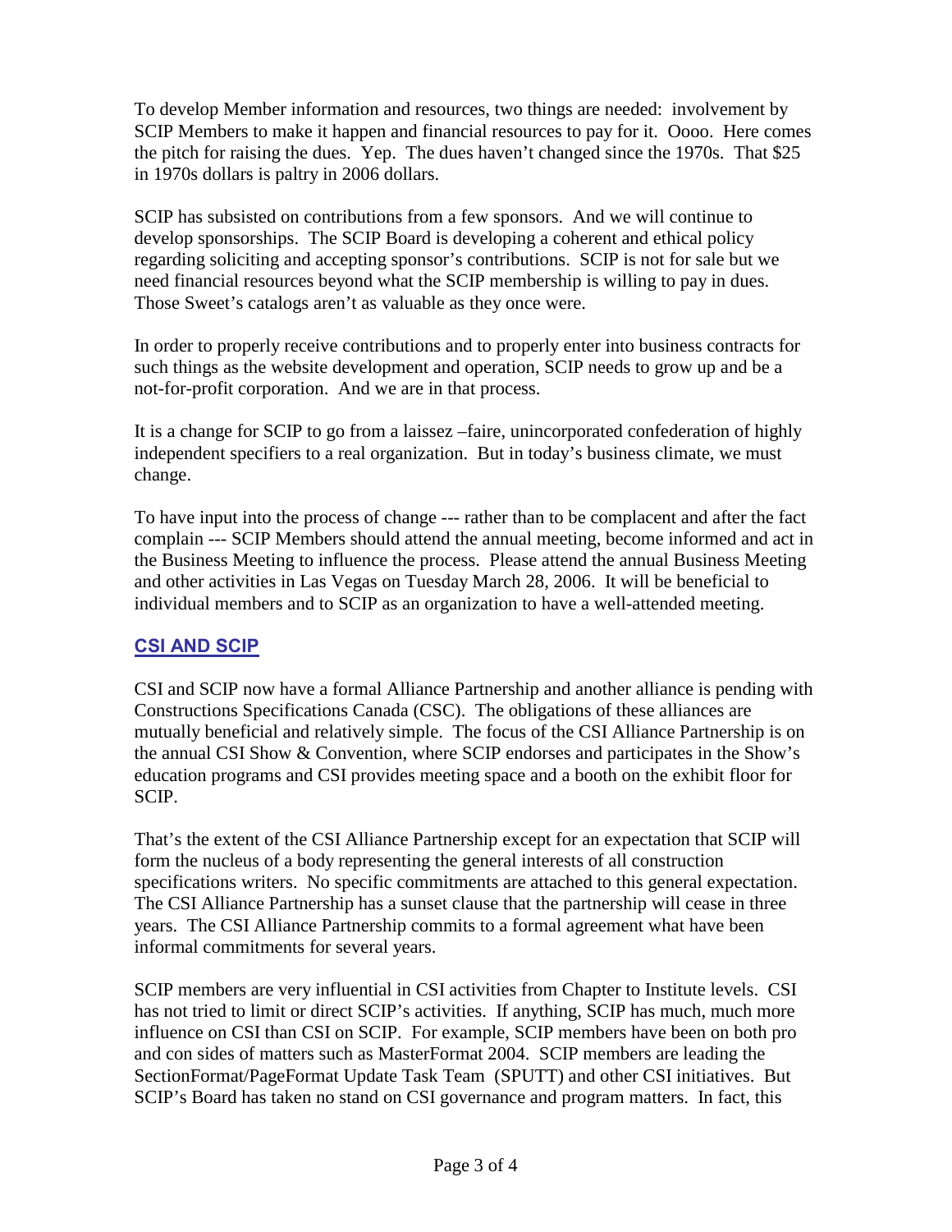To develop Member information and resources, two things are needed: involvement by SCIP Members to make it happen and financial resources to pay for it. Oooo. Here comes the pitch for raising the dues. Yep. The dues haven't changed since the 1970s. That $25 in 1970s dollars is paltry in 2006 dollars.

SCIP has subsisted on contributions from a few sponsors. And we will continue to develop sponsorships. The SCIP Board is developing a coherent and ethical policy regarding soliciting and accepting sponsor's contributions. SCIP is not for sale but we need financial resources beyond what the SCIP membership is willing to pay in dues. Those Sweet's catalogs aren't as valuable as they once were.

In order to properly receive contributions and to properly enter into business contracts for such things as the website development and operation, SCIP needs to grow up and be a not-for-profit corporation. And we are in that process.

It is a change for SCIP to go from a laissez –faire, unincorporated confederation of highly independent specifiers to a real organization. But in today's business climate, we must change.

To have input into the process of change --- rather than to be complacent and after the fact complain --- SCIP Members should attend the annual meeting, become informed and act in the Business Meeting to influence the process. Please attend the annual Business Meeting and other activities in Las Vegas on Tuesday March 28, 2006. It will be beneficial to individual members and to SCIP as an organization to have a well-attended meeting.

## CSI AND SCIP

CSI and SCIP now have a formal Alliance Partnership and another alliance is pending with Constructions Specifications Canada (CSC). The obligations of these alliances are mutually beneficial and relatively simple. The focus of the CSI Alliance Partnership is on the annual CSI Show & Convention, where SCIP endorses and participates in the Show's education programs and CSI provides meeting space and a booth on the exhibit floor for SCIP.

That's the extent of the CSI Alliance Partnership except for an expectation that SCIP will form the nucleus of a body representing the general interests of all construction specifications writers. No specific commitments are attached to this general expectation. The CSI Alliance Partnership has a sunset clause that the partnership will cease in three years. The CSI Alliance Partnership commits to a formal agreement what have been informal commitments for several years.

SCIP members are very influential in CSI activities from Chapter to Institute levels. CSI has not tried to limit or direct SCIP's activities. If anything, SCIP has much, much more influence on CSI than CSI on SCIP. For example, SCIP members have been on both pro and con sides of matters such as MasterFormat 2004. SCIP members are leading the SectionFormat/PageFormat Update Task Team (SPUTT) and other CSI initiatives. But SCIP's Board has taken no stand on CSI governance and program matters. In fact, this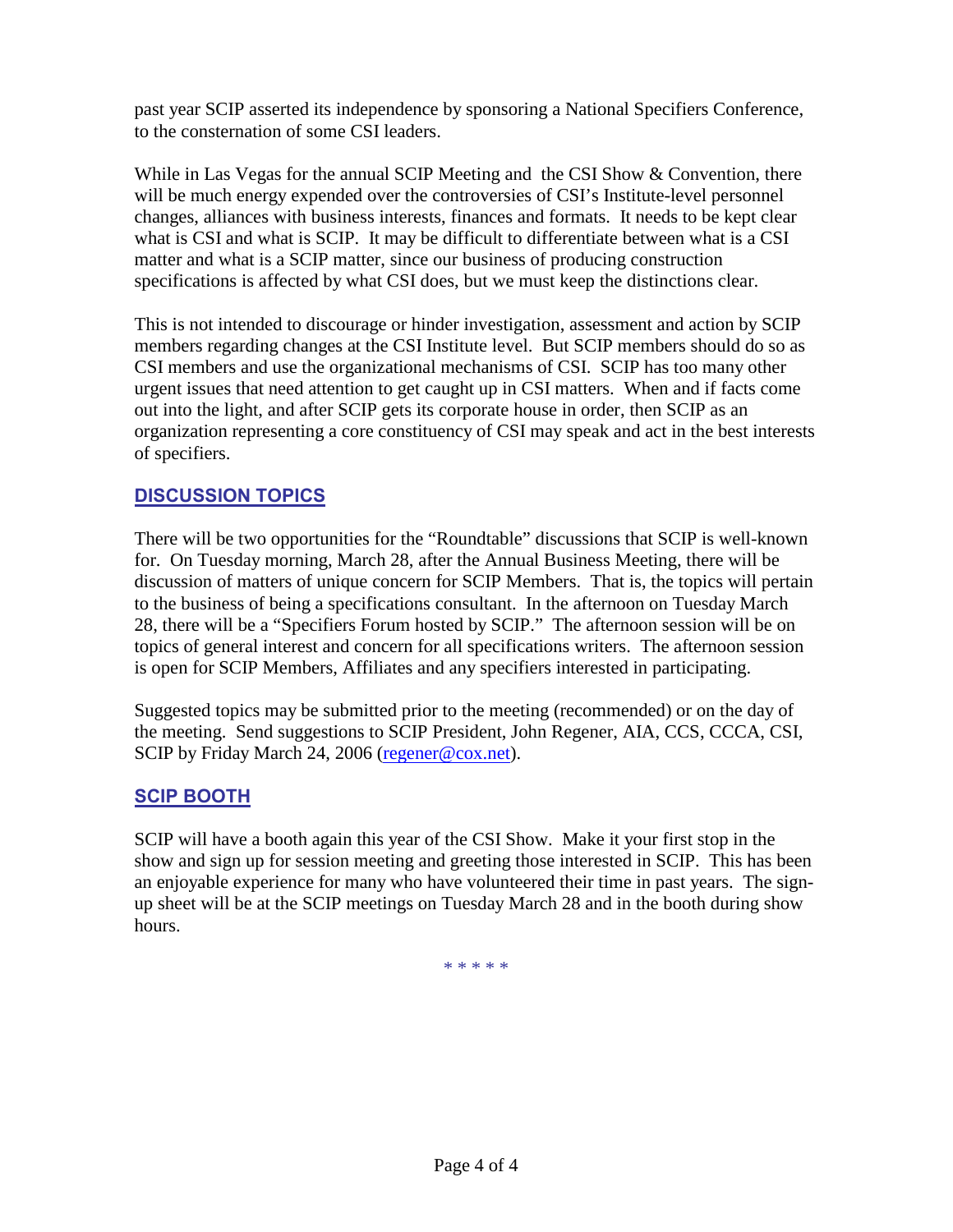past year SCIP asserted its independence by sponsoring a National Specifiers Conference, to the consternation of some CSI leaders.

While in Las Vegas for the annual SCIP Meeting and the CSI Show & Convention, there will be much energy expended over the controversies of CSI's Institute-level personnel changes, alliances with business interests, finances and formats. It needs to be kept clear what is CSI and what is SCIP. It may be difficult to differentiate between what is a CSI matter and what is a SCIP matter, since our business of producing construction specifications is affected by what CSI does, but we must keep the distinctions clear.

This is not intended to discourage or hinder investigation, assessment and action by SCIP members regarding changes at the CSI Institute level. But SCIP members should do so as CSI members and use the organizational mechanisms of CSI. SCIP has too many other urgent issues that need attention to get caught up in CSI matters. When and if facts come out into the light, and after SCIP gets its corporate house in order, then SCIP as an organization representing a core constituency of CSI may speak and act in the best interests of specifiers.

## DISCUSSION TOPICS

There will be two opportunities for the "Roundtable" discussions that SCIP is well-known for. On Tuesday morning, March 28, after the Annual Business Meeting, there will be discussion of matters of unique concern for SCIP Members. That is, the topics will pertain to the business of being a specifications consultant. In the afternoon on Tuesday March 28, there will be a "Specifiers Forum hosted by SCIP." The afternoon session will be on topics of general interest and concern for all specifications writers. The afternoon session is open for SCIP Members, Affiliates and any specifiers interested in participating.

Suggested topics may be submitted prior to the meeting (recommended) or on the day of the meeting. Send suggestions to SCIP President, John Regener, AIA, CCS, CCCA, CSI, SCIP by Friday March 24, 2006 (regener@cox.net).

## SCIP BOOTH

SCIP will have a booth again this year of the CSI Show. Make it your first stop in the show and sign up for session meeting and greeting those interested in SCIP. This has been an enjoyable experience for many who have volunteered their time in past years. The sign-up sheet will be at the SCIP meetings on Tuesday March 28 and in the booth during show hours.

* * * * *